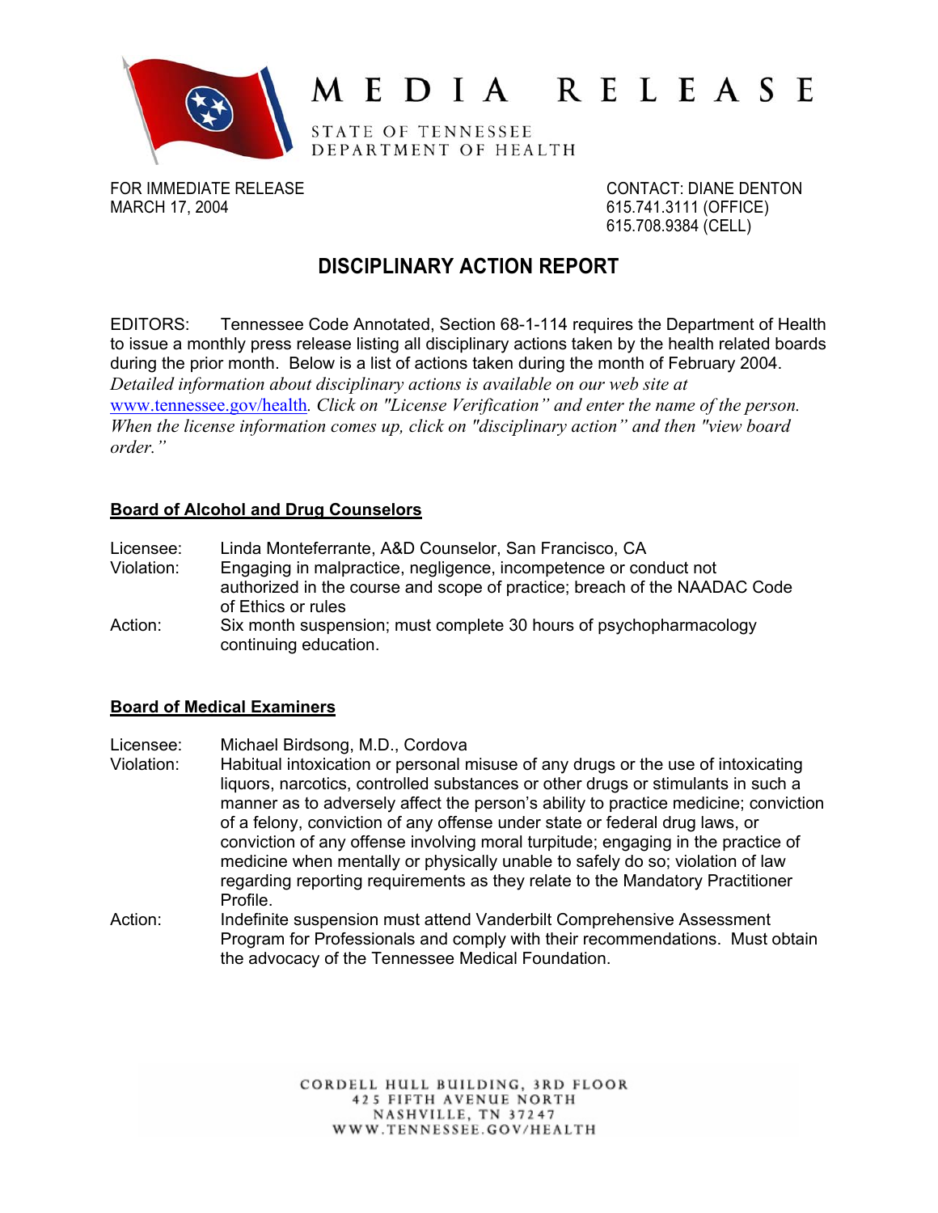# MEDIA RELEASE

STATE OF TENNESSEE
DEPARTMENT OF HEALTH

FOR IMMEDIATE RELEASE
MARCH 17, 2004

CONTACT: DIANE DENTON
615.741.3111 (OFFICE)
615.708.9384 (CELL)

## DISCIPLINARY ACTION REPORT

EDITORS: Tennessee Code Annotated, Section 68-1-114 requires the Department of Health to issue a monthly press release listing all disciplinary actions taken by the health related boards during the prior month. Below is a list of actions taken during the month of February 2004. *Detailed information about disciplinary actions is available on our web site at www.tennessee.gov/health. Click on "License Verification" and enter the name of the person. When the license information comes up, click on "disciplinary action" and then "view board order."*

### Board of Alcohol and Drug Counselors

Licensee: Linda Monteferrante, A&D Counselor, San Francisco, CA
Violation: Engaging in malpractice, negligence, incompetence or conduct not authorized in the course and scope of practice; breach of the NAADAC Code of Ethics or rules
Action: Six month suspension; must complete 30 hours of psychopharmacology continuing education.

### Board of Medical Examiners

Licensee: Michael Birdsong, M.D., Cordova
Violation: Habitual intoxication or personal misuse of any drugs or the use of intoxicating liquors, narcotics, controlled substances or other drugs or stimulants in such a manner as to adversely affect the person's ability to practice medicine; conviction of a felony, conviction of any offense under state or federal drug laws, or conviction of any offense involving moral turpitude; engaging in the practice of medicine when mentally or physically unable to safely do so; violation of law regarding reporting requirements as they relate to the Mandatory Practitioner Profile.
Action: Indefinite suspension must attend Vanderbilt Comprehensive Assessment Program for Professionals and comply with their recommendations. Must obtain the advocacy of the Tennessee Medical Foundation.

CORDELL HULL BUILDING, 3RD FLOOR
425 FIFTH AVENUE NORTH
NASHVILLE, TN 37247
WWW.TENNESSEE.GOV/HEALTH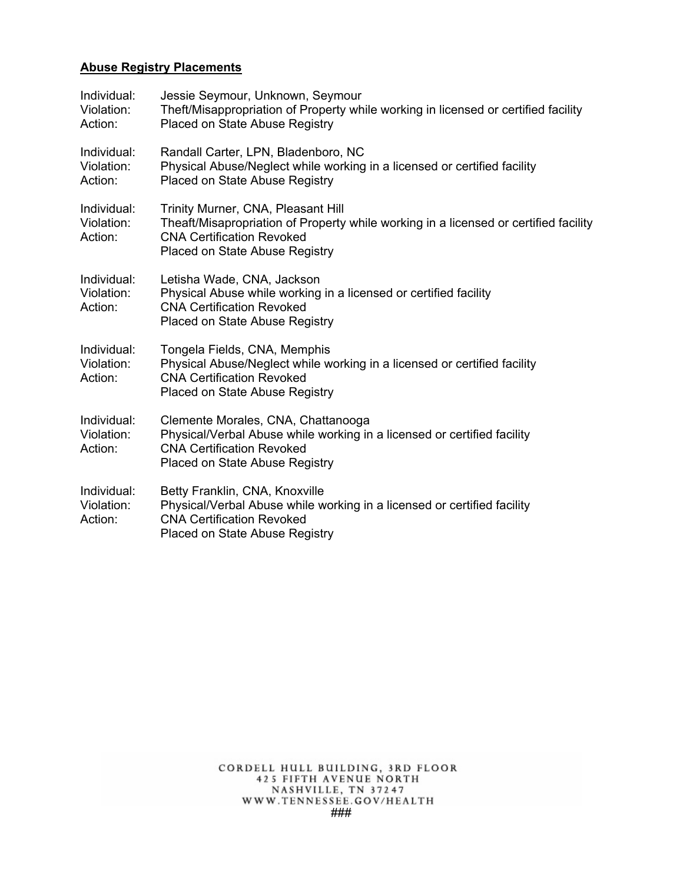**Abuse Registry Placements**

Individual: Jessie Seymour, Unknown, Seymour
Violation: Theft/Misappropriation of Property while working in licensed or certified facility
Action: Placed on State Abuse Registry

Individual: Randall Carter, LPN, Bladenboro, NC
Violation: Physical Abuse/Neglect while working in a licensed or certified facility
Action: Placed on State Abuse Registry

Individual: Trinity Murner, CNA, Pleasant Hill
Violation: Theaft/Misapropriation of Property while working in a licensed or certified facility
Action: CNA Certification Revoked
Placed on State Abuse Registry

Individual: Letisha Wade, CNA, Jackson
Violation: Physical Abuse while working in a licensed or certified facility
Action: CNA Certification Revoked
Placed on State Abuse Registry

Individual: Tongela Fields, CNA, Memphis
Violation: Physical Abuse/Neglect while working in a licensed or certified facility
Action: CNA Certification Revoked
Placed on State Abuse Registry

Individual: Clemente Morales, CNA, Chattanooga
Violation: Physical/Verbal Abuse while working in a licensed or certified facility
Action: CNA Certification Revoked
Placed on State Abuse Registry

Individual: Betty Franklin, CNA, Knoxville
Violation: Physical/Verbal Abuse while working in a licensed or certified facility
Action: CNA Certification Revoked
Placed on State Abuse Registry

CORDELL HULL BUILDING, 3RD FLOOR
425 FIFTH AVENUE NORTH
NASHVILLE, TN 37247
WWW.TENNESSEE.GOV/HEALTH

###